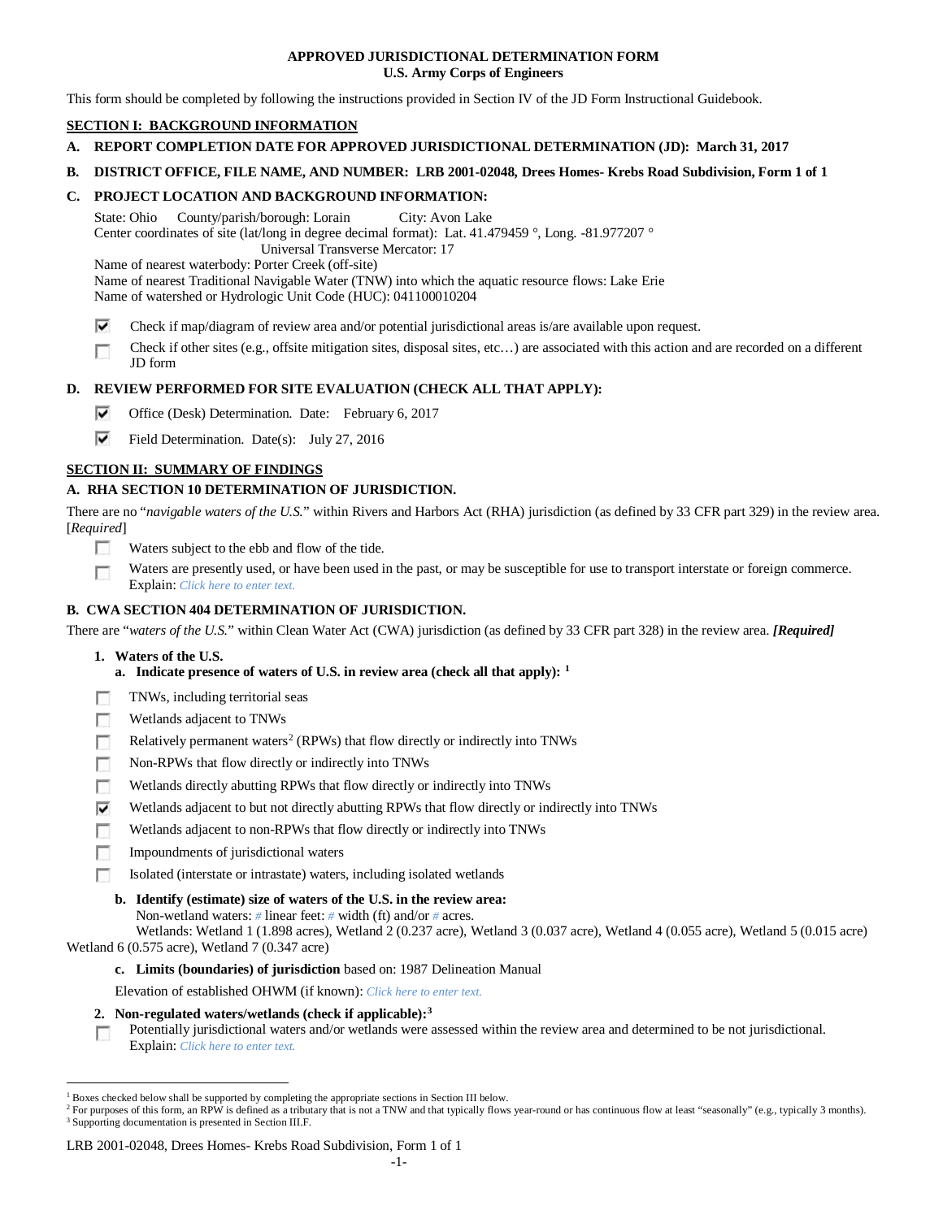# APPROVED JURISDICTIONAL DETERMINATION FORM
## U.S. Army Corps of Engineers

This form should be completed by following the instructions provided in Section IV of the JD Form Instructional Guidebook.

## SECTION I: BACKGROUND INFORMATION

**A. REPORT COMPLETION DATE FOR APPROVED JURISDICTIONAL DETERMINATION (JD): March 31, 2017**

**B. DISTRICT OFFICE, FILE NAME, AND NUMBER: LRB 2001-02048, Drees Homes- Krebs Road Subdivision, Form 1 of 1**

**C. PROJECT LOCATION AND BACKGROUND INFORMATION:**

State: Ohio County/parish/borough: Lorain City: Avon Lake
Center coordinates of site (lat/long in degree decimal format): Lat. 41.479459 °, Long. -81.977207 °
Universal Transverse Mercator: 17
Name of nearest waterbody: Porter Creek (off-site)
Name of nearest Traditional Navigable Water (TNW) into which the aquatic resource flows: Lake Erie
Name of watershed or Hydrologic Unit Code (HUC): 041100010204

- [x] Check if map/diagram of review area and/or potential jurisdictional areas is/are available upon request.
- [ ] Check if other sites (e.g., offsite mitigation sites, disposal sites, etc…) are associated with this action and are recorded on a different JD form

**D. REVIEW PERFORMED FOR SITE EVALUATION (CHECK ALL THAT APPLY):**

- [x] Office (Desk) Determination. Date: February 6, 2017
- [x] Field Determination. Date(s): July 27, 2016

## SECTION II: SUMMARY OF FINDINGS

**A. RHA SECTION 10 DETERMINATION OF JURISDICTION.**

There are no "*navigable waters of the U.S.*" within Rivers and Harbors Act (RHA) jurisdiction (as defined by 33 CFR part 329) in the review area. [*Required*]

- [ ] Waters subject to the ebb and flow of the tide.
- [ ] Waters are presently used, or have been used in the past, or may be susceptible for use to transport interstate or foreign commerce. Explain: *Click here to enter text.*

**B. CWA SECTION 404 DETERMINATION OF JURISDICTION.**

There are "*waters of the U.S.*" within Clean Water Act (CWA) jurisdiction (as defined by 33 CFR part 328) in the review area. ***[Required]***

**1. Waters of the U.S.**

**a. Indicate presence of waters of U.S. in review area (check all that apply): [1]**

- [ ] TNWs, including territorial seas
- [ ] Wetlands adjacent to TNWs
- [ ] Relatively permanent waters[2] (RPWs) that flow directly or indirectly into TNWs
- [ ] Non-RPWs that flow directly or indirectly into TNWs
- [ ] Wetlands directly abutting RPWs that flow directly or indirectly into TNWs
- [x] Wetlands adjacent to but not directly abutting RPWs that flow directly or indirectly into TNWs
- [ ] Wetlands adjacent to non-RPWs that flow directly or indirectly into TNWs
- [ ] Impoundments of jurisdictional waters
- [ ] Isolated (interstate or intrastate) waters, including isolated wetlands

**b. Identify (estimate) size of waters of the U.S. in the review area:**

Non-wetland waters: # linear feet: # width (ft) and/or # acres.

Wetlands: Wetland 1 (1.898 acres), Wetland 2 (0.237 acre), Wetland 3 (0.037 acre), Wetland 4 (0.055 acre), Wetland 5 (0.015 acre) Wetland 6 (0.575 acre), Wetland 7 (0.347 acre)

**c. Limits (boundaries) of jurisdiction** based on: 1987 Delineation Manual

Elevation of established OHWM (if known): *Click here to enter text.*

**2. Non-regulated waters/wetlands (check if applicable):[3]**

- [ ] Potentially jurisdictional waters and/or wetlands were assessed within the review area and determined to be not jurisdictional. Explain: *Click here to enter text.*

---

[1] Boxes checked below shall be supported by completing the appropriate sections in Section III below.
[2] For purposes of this form, an RPW is defined as a tributary that is not a TNW and that typically flows year-round or has continuous flow at least "seasonally" (e.g., typically 3 months).
[3] Supporting documentation is presented in Section III.F.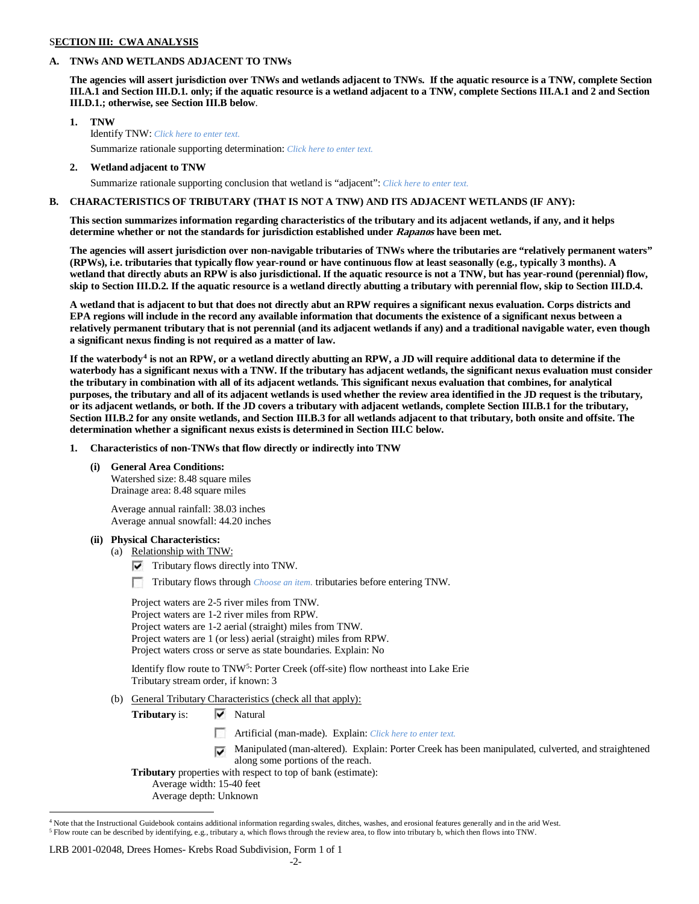## SECTION III: CWA ANALYSIS

### A. TNWs AND WETLANDS ADJACENT TO TNWs

**The agencies will assert jurisdiction over TNWs and wetlands adjacent to TNWs. If the aquatic resource is a TNW, complete Section III.A.1 and Section III.D.1. only; if the aquatic resource is a wetland adjacent to a TNW, complete Sections III.A.1 and 2 and Section III.D.1.; otherwise, see Section III.B below.**

1. **TNW**
   Identify TNW: *Click here to enter text.*
   Summarize rationale supporting determination: *Click here to enter text.*

2. **Wetland adjacent to TNW**
   Summarize rationale supporting conclusion that wetland is "adjacent": *Click here to enter text.*

### B. CHARACTERISTICS OF TRIBUTARY (THAT IS NOT A TNW) AND ITS ADJACENT WETLANDS (IF ANY):

**This section summarizes information regarding characteristics of the tributary and its adjacent wetlands, if any, and it helps determine whether or not the standards for jurisdiction established under *Rapanos* have been met.**

**The agencies will assert jurisdiction over non-navigable tributaries of TNWs where the tributaries are "relatively permanent waters" (RPWs), i.e. tributaries that typically flow year-round or have continuous flow at least seasonally (e.g., typically 3 months). A wetland that directly abuts an RPW is also jurisdictional. If the aquatic resource is not a TNW, but has year-round (perennial) flow, skip to Section III.D.2. If the aquatic resource is a wetland directly abutting a tributary with perennial flow, skip to Section III.D.4.**

**A wetland that is adjacent to but that does not directly abut an RPW requires a significant nexus evaluation. Corps districts and EPA regions will include in the record any available information that documents the existence of a significant nexus between a relatively permanent tributary that is not perennial (and its adjacent wetlands if any) and a traditional navigable water, even though a significant nexus finding is not required as a matter of law.**

**If the waterbody[4] is not an RPW, or a wetland directly abutting an RPW, a JD will require additional data to determine if the waterbody has a significant nexus with a TNW. If the tributary has adjacent wetlands, the significant nexus evaluation must consider the tributary in combination with all of its adjacent wetlands. This significant nexus evaluation that combines, for analytical purposes, the tributary and all of its adjacent wetlands is used whether the review area identified in the JD request is the tributary, or its adjacent wetlands, or both. If the JD covers a tributary with adjacent wetlands, complete Section III.B.1 for the tributary, Section III.B.2 for any onsite wetlands, and Section III.B.3 for all wetlands adjacent to that tributary, both onsite and offsite. The determination whether a significant nexus exists is determined in Section III.C below.**

1. **Characteristics of non-TNWs that flow directly or indirectly into TNW**

   **(i) General Area Conditions:**
   Watershed size: 8.48 square miles
   Drainage area: 8.48 square miles

   Average annual rainfall: 38.03 inches
   Average annual snowfall: 44.20 inches

   **(ii) Physical Characteristics:**
   (a) Relationship with TNW:
   - ☑ Tributary flows directly into TNW.
   - ☐ Tributary flows through *Choose an item.* tributaries before entering TNW.

   Project waters are 2-5 river miles from TNW.
   Project waters are 1-2 river miles from RPW.
   Project waters are 1-2 aerial (straight) miles from TNW.
   Project waters are 1 (or less) aerial (straight) miles from RPW.
   Project waters cross or serve as state boundaries. Explain: No

   Identify flow route to TNW[5]: Porter Creek (off-site) flow northeast into Lake Erie
   Tributary stream order, if known: 3

   (b) General Tributary Characteristics (check all that apply):
   **Tributary** is:
   - ☑ Natural
   - ☐ Artificial (man-made). Explain: *Click here to enter text.*
   - ☑ Manipulated (man-altered). Explain: Porter Creek has been manipulated, culverted, and straightened along some portions of the reach.

   **Tributary** properties with respect to top of bank (estimate):
   Average width: 15-40 feet
   Average depth: Unknown

---

[4] Note that the Instructional Guidebook contains additional information regarding swales, ditches, washes, and erosional features generally and in the arid West.
[5] Flow route can be described by identifying, e.g., tributary a, which flows through the review area, to flow into tributary b, which then flows into TNW.

LRB 2001-02048, Drees Homes- Krebs Road Subdivision, Form 1 of 1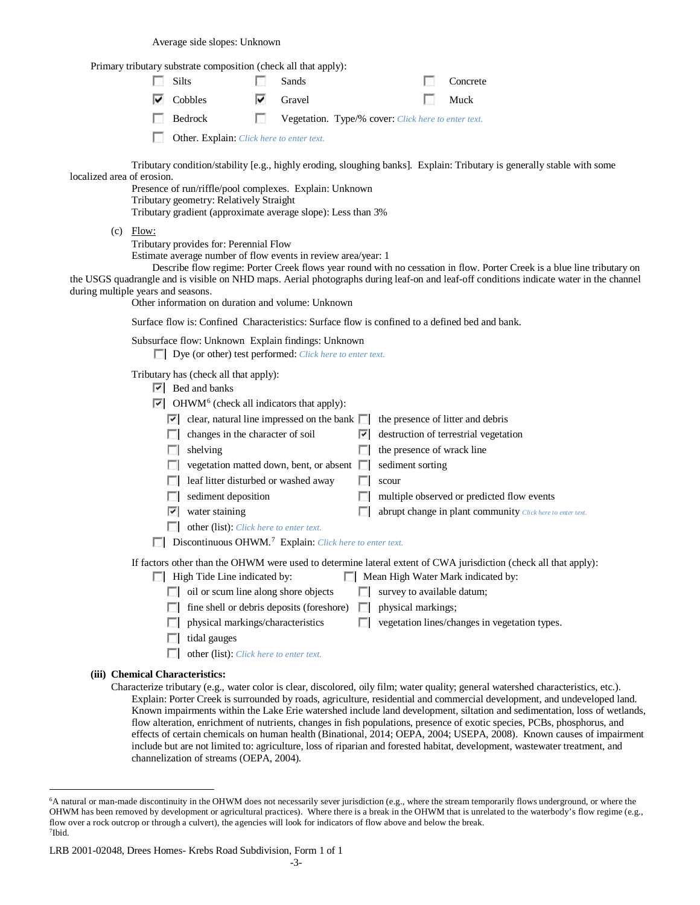Average side slopes: Unknown

Primary tributary substrate composition (check all that apply):

- [ ] Silts
- [ ] Sands
- [ ] Concrete
- [x] Cobbles
- [x] Gravel
- [ ] Muck
- [ ] Bedrock
- [ ] Vegetation. Type/% cover: Click here to enter text.
- [ ] Other. Explain: Click here to enter text.

Tributary condition/stability [e.g., highly eroding, sloughing banks]. Explain: Tributary is generally stable with some localized area of erosion.

Presence of run/riffle/pool complexes. Explain: Unknown

Tributary geometry: Relatively Straight

Tributary gradient (approximate average slope): Less than 3%

(c) Flow:

Tributary provides for: Perennial Flow

Estimate average number of flow events in review area/year: 1

Describe flow regime: Porter Creek flows year round with no cessation in flow. Porter Creek is a blue line tributary on the USGS quadrangle and is visible on NHD maps. Aerial photographs during leaf-on and leaf-off conditions indicate water in the channel during multiple years and seasons.

Other information on duration and volume: Unknown

Surface flow is: Confined Characteristics: Surface flow is confined to a defined bed and bank.

Subsurface flow: Unknown Explain findings: Unknown

- [ ] Dye (or other) test performed: Click here to enter text.

Tributary has (check all that apply):

- [x] Bed and banks
- [x] OHWM[6] (check all indicators that apply):
  - [x] clear, natural line impressed on the bank
  - [ ] the presence of litter and debris
  - [ ] changes in the character of soil
  - [x] destruction of terrestrial vegetation
  - [ ] shelving
  - [ ] the presence of wrack line
  - [ ] vegetation matted down, bent, or absent
  - [ ] sediment sorting
  - [ ] leaf litter disturbed or washed away
  - [ ] scour
  - [ ] sediment deposition
  - [ ] multiple observed or predicted flow events
  - [x] water staining
  - [ ] abrupt change in plant community Click here to enter text.
  - [ ] other (list): Click here to enter text.
- [ ] Discontinuous OHWM.[7] Explain: Click here to enter text.

If factors other than the OHWM were used to determine lateral extent of CWA jurisdiction (check all that apply):

- [ ] High Tide Line indicated by:
  - [ ] oil or scum line along shore objects
  - [ ] fine shell or debris deposits (foreshore)
  - [ ] physical markings/characteristics
  - [ ] tidal gauges
  - [ ] other (list): Click here to enter text.
- [ ] Mean High Water Mark indicated by:
  - [ ] survey to available datum;
  - [ ] physical markings;
  - [ ] vegetation lines/changes in vegetation types.

**(iii) Chemical Characteristics:**

Characterize tributary (e.g., water color is clear, discolored, oily film; water quality; general watershed characteristics, etc.).

Explain: Porter Creek is surrounded by roads, agriculture, residential and commercial development, and undeveloped land. Known impairments within the Lake Erie watershed include land development, siltation and sedimentation, loss of wetlands, flow alteration, enrichment of nutrients, changes in fish populations, presence of exotic species, PCBs, phosphorus, and effects of certain chemicals on human health (Binational, 2014; OEPA, 2004; USEPA, 2008). Known causes of impairment include but are not limited to: agriculture, loss of riparian and forested habitat, development, wastewater treatment, and channelization of streams (OEPA, 2004).

---

[6] A natural or man-made discontinuity in the OHWM does not necessarily sever jurisdiction (e.g., where the stream temporarily flows underground, or where the OHWM has been removed by development or agricultural practices). Where there is a break in the OHWM that is unrelated to the waterbody's flow regime (e.g., flow over a rock outcrop or through a culvert), the agencies will look for indicators of flow above and below the break.

[7] Ibid.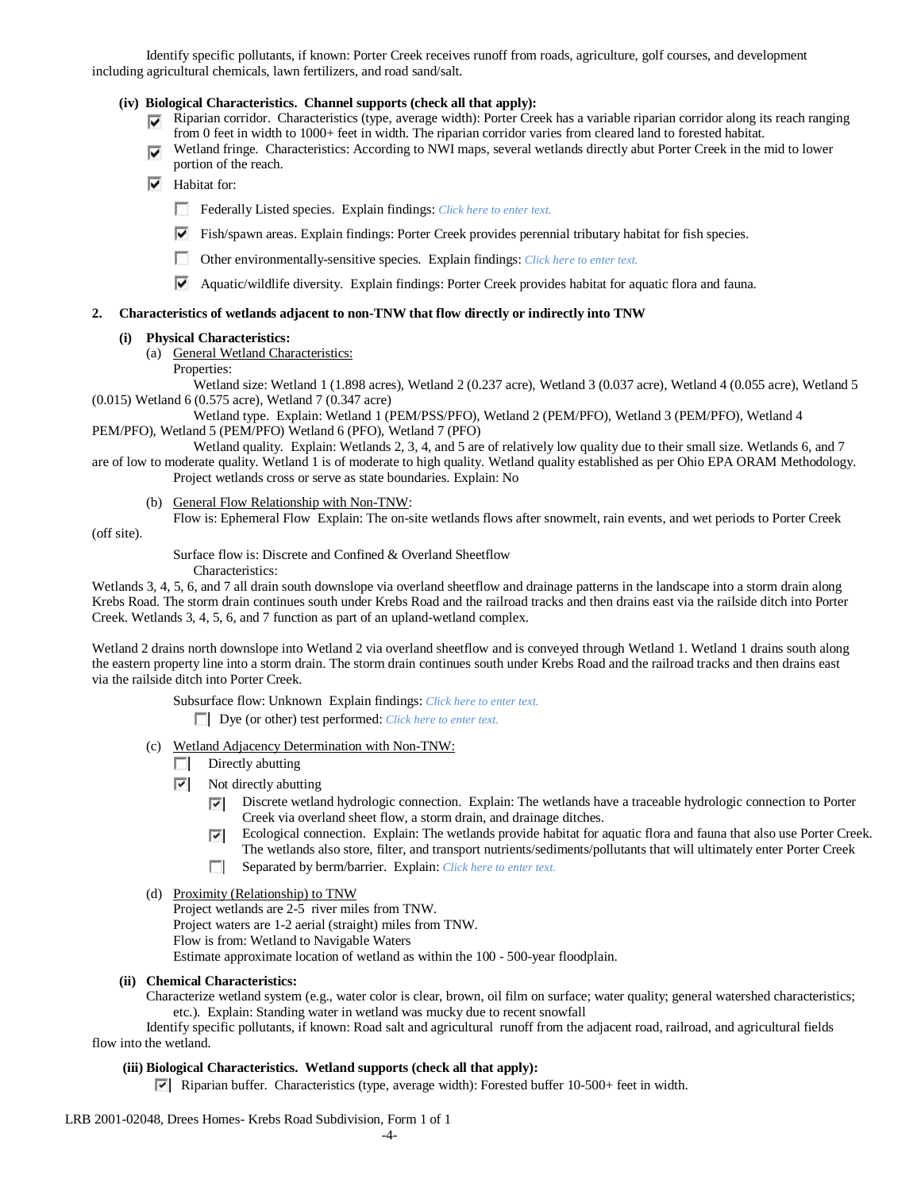Identify specific pollutants, if known: Porter Creek receives runoff from roads, agriculture, golf courses, and development including agricultural chemicals, lawn fertilizers, and road sand/salt.

**(iv) Biological Characteristics. Channel supports (check all that apply):**

- ☑ Riparian corridor. Characteristics (type, average width): Porter Creek has a variable riparian corridor along its reach ranging from 0 feet in width to 1000+ feet in width. The riparian corridor varies from cleared land to forested habitat.
- ☑ Wetland fringe. Characteristics: According to NWI maps, several wetlands directly abut Porter Creek in the mid to lower portion of the reach.
- ☑ Habitat for:
  - ☐ Federally Listed species. Explain findings: *Click here to enter text.*
  - ☑ Fish/spawn areas. Explain findings: Porter Creek provides perennial tributary habitat for fish species.
  - ☐ Other environmentally-sensitive species. Explain findings: *Click here to enter text.*
  - ☑ Aquatic/wildlife diversity. Explain findings: Porter Creek provides habitat for aquatic flora and fauna.

## 2. Characteristics of wetlands adjacent to non-TNW that flow directly or indirectly into TNW

**(i) Physical Characteristics:**

(a) General Wetland Characteristics:

Properties:

Wetland size: Wetland 1 (1.898 acres), Wetland 2 (0.237 acre), Wetland 3 (0.037 acre), Wetland 4 (0.055 acre), Wetland 5 (0.015) Wetland 6 (0.575 acre), Wetland 7 (0.347 acre)

Wetland type. Explain: Wetland 1 (PEM/PSS/PFO), Wetland 2 (PEM/PFO), Wetland 3 (PEM/PFO), Wetland 4 PEM/PFO), Wetland 5 (PEM/PFO) Wetland 6 (PFO), Wetland 7 (PFO)

Wetland quality. Explain: Wetlands 2, 3, 4, and 5 are of relatively low quality due to their small size. Wetlands 6, and 7 are of low to moderate quality. Wetland 1 is of moderate to high quality. Wetland quality established as per Ohio EPA ORAM Methodology.

Project wetlands cross or serve as state boundaries. Explain: No

(b) General Flow Relationship with Non-TNW:

Flow is: Ephemeral Flow Explain: The on-site wetlands flows after snowmelt, rain events, and wet periods to Porter Creek (off site).

Surface flow is: Discrete and Confined & Overland Sheetflow

Characteristics:

Wetlands 3, 4, 5, 6, and 7 all drain south downslope via overland sheetflow and drainage patterns in the landscape into a storm drain along Krebs Road. The storm drain continues south under Krebs Road and the railroad tracks and then drains east via the railside ditch into Porter Creek. Wetlands 3, 4, 5, 6, and 7 function as part of an upland-wetland complex.

Wetland 2 drains north downslope into Wetland 2 via overland sheetflow and is conveyed through Wetland 1. Wetland 1 drains south along the eastern property line into a storm drain. The storm drain continues south under Krebs Road and the railroad tracks and then drains east via the railside ditch into Porter Creek.

Subsurface flow: Unknown Explain findings: *Click here to enter text.*

- ☐ Dye (or other) test performed: *Click here to enter text.*

(c) Wetland Adjacency Determination with Non-TNW:

- ☐ Directly abutting
- ☑ Not directly abutting
  - ☑ Discrete wetland hydrologic connection. Explain: The wetlands have a traceable hydrologic connection to Porter Creek via overland sheet flow, a storm drain, and drainage ditches.
  - ☑ Ecological connection. Explain: The wetlands provide habitat for aquatic flora and fauna that also use Porter Creek. The wetlands also store, filter, and transport nutrients/sediments/pollutants that will ultimately enter Porter Creek
  - ☐ Separated by berm/barrier. Explain: *Click here to enter text.*

(d) Proximity (Relationship) to TNW

Project wetlands are 2-5 river miles from TNW.
Project waters are 1-2 aerial (straight) miles from TNW.
Flow is from: Wetland to Navigable Waters
Estimate approximate location of wetland as within the 100 - 500-year floodplain.

**(ii) Chemical Characteristics:**

Characterize wetland system (e.g., water color is clear, brown, oil film on surface; water quality; general watershed characteristics; etc.). Explain: Standing water in wetland was mucky due to recent snowfall

Identify specific pollutants, if known: Road salt and agricultural runoff from the adjacent road, railroad, and agricultural fields flow into the wetland.

**(iii) Biological Characteristics. Wetland supports (check all that apply):**

- ☑ Riparian buffer. Characteristics (type, average width): Forested buffer 10-500+ feet in width.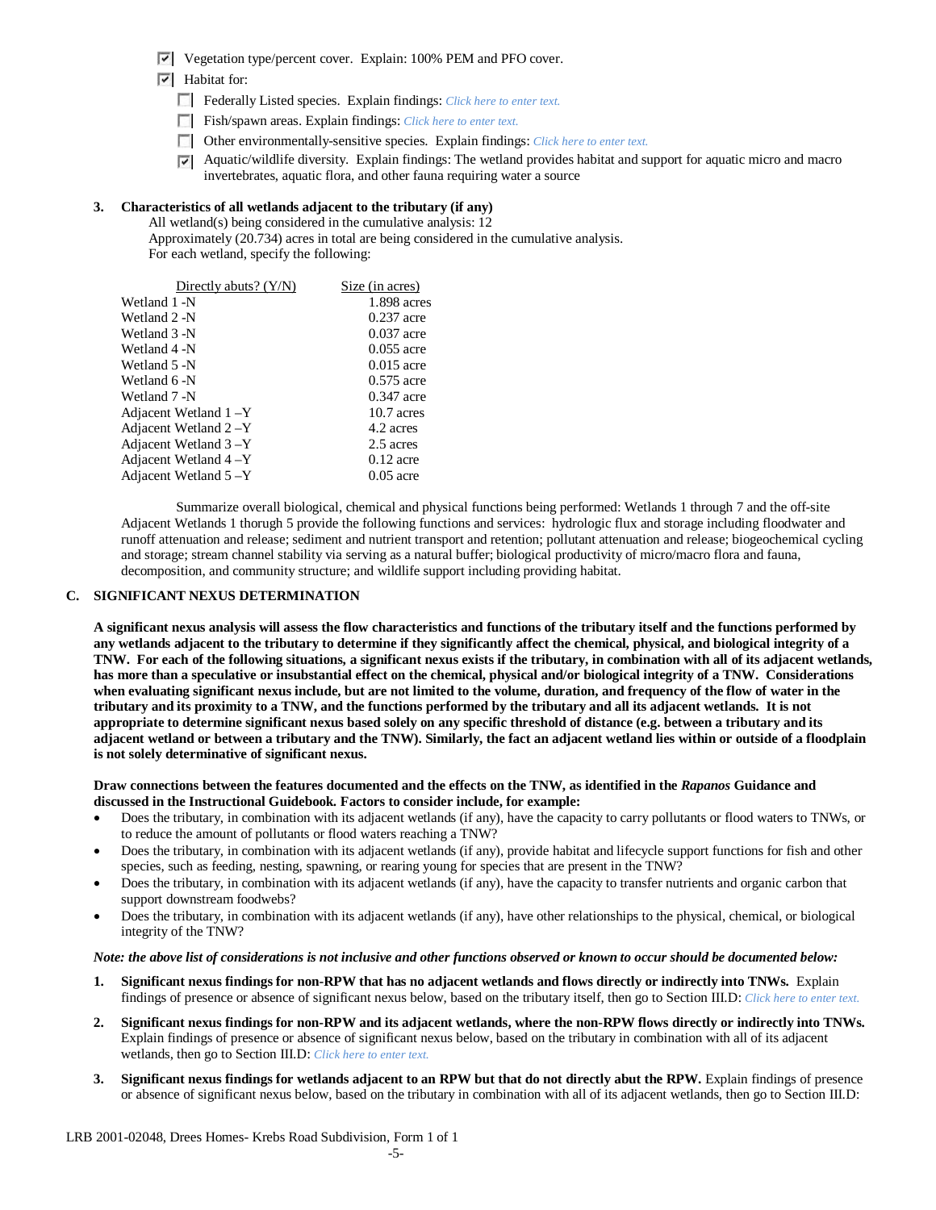- ☑ Vegetation type/percent cover. Explain: 100% PEM and PFO cover.
- ☑ Habitat for:
  - ☐ Federally Listed species. Explain findings: *Click here to enter text.*
  - ☐ Fish/spawn areas. Explain findings: *Click here to enter text.*
  - ☐ Other environmentally-sensitive species. Explain findings: *Click here to enter text.*
  - ☑ Aquatic/wildlife diversity. Explain findings: The wetland provides habitat and support for aquatic micro and macro invertebrates, aquatic flora, and other fauna requiring water a source

**3. Characteristics of all wetlands adjacent to the tributary (if any)**

All wetland(s) being considered in the cumulative analysis: 12
Approximately (20.734) acres in total are being considered in the cumulative analysis.
For each wetland, specify the following:

| Directly abuts? (Y/N) | Size (in acres) |
|---|---|
| Wetland 1 -N | 1.898 acres |
| Wetland 2 -N | 0.237 acre |
| Wetland 3 -N | 0.037 acre |
| Wetland 4 -N | 0.055 acre |
| Wetland 5 -N | 0.015 acre |
| Wetland 6 -N | 0.575 acre |
| Wetland 7 -N | 0.347 acre |
| Adjacent Wetland 1 –Y | 10.7 acres |
| Adjacent Wetland 2 –Y | 4.2 acres |
| Adjacent Wetland 3 –Y | 2.5 acres |
| Adjacent Wetland 4 –Y | 0.12 acre |
| Adjacent Wetland 5 –Y | 0.05 acre |

Summarize overall biological, chemical and physical functions being performed: Wetlands 1 through 7 and the off-site Adjacent Wetlands 1 thorugh 5 provide the following functions and services: hydrologic flux and storage including floodwater and runoff attenuation and release; sediment and nutrient transport and retention; pollutant attenuation and release; biogeochemical cycling and storage; stream channel stability via serving as a natural buffer; biological productivity of micro/macro flora and fauna, decomposition, and community structure; and wildlife support including providing habitat.

## C. SIGNIFICANT NEXUS DETERMINATION

**A significant nexus analysis will assess the flow characteristics and functions of the tributary itself and the functions performed by any wetlands adjacent to the tributary to determine if they significantly affect the chemical, physical, and biological integrity of a TNW. For each of the following situations, a significant nexus exists if the tributary, in combination with all of its adjacent wetlands, has more than a speculative or insubstantial effect on the chemical, physical and/or biological integrity of a TNW. Considerations when evaluating significant nexus include, but are not limited to the volume, duration, and frequency of the flow of water in the tributary and its proximity to a TNW, and the functions performed by the tributary and all its adjacent wetlands. It is not appropriate to determine significant nexus based solely on any specific threshold of distance (e.g. between a tributary and its adjacent wetland or between a tributary and the TNW). Similarly, the fact an adjacent wetland lies within or outside of a floodplain is not solely determinative of significant nexus.**

**Draw connections between the features documented and the effects on the TNW, as identified in the *Rapanos* Guidance and discussed in the Instructional Guidebook. Factors to consider include, for example:**

- Does the tributary, in combination with its adjacent wetlands (if any), have the capacity to carry pollutants or flood waters to TNWs, or to reduce the amount of pollutants or flood waters reaching a TNW?
- Does the tributary, in combination with its adjacent wetlands (if any), provide habitat and lifecycle support functions for fish and other species, such as feeding, nesting, spawning, or rearing young for species that are present in the TNW?
- Does the tributary, in combination with its adjacent wetlands (if any), have the capacity to transfer nutrients and organic carbon that support downstream foodwebs?
- Does the tributary, in combination with its adjacent wetlands (if any), have other relationships to the physical, chemical, or biological integrity of the TNW?

***Note: the above list of considerations is not inclusive and other functions observed or known to occur should be documented below:***

1. **Significant nexus findings for non-RPW that has no adjacent wetlands and flows directly or indirectly into TNWs.** Explain findings of presence or absence of significant nexus below, based on the tributary itself, then go to Section III.D: *Click here to enter text.*

2. **Significant nexus findings for non-RPW and its adjacent wetlands, where the non-RPW flows directly or indirectly into TNWs.** Explain findings of presence or absence of significant nexus below, based on the tributary in combination with all of its adjacent wetlands, then go to Section III.D: *Click here to enter text.*

3. **Significant nexus findings for wetlands adjacent to an RPW but that do not directly abut the RPW.** Explain findings of presence or absence of significant nexus below, based on the tributary in combination with all of its adjacent wetlands, then go to Section III.D:

LRB 2001-02048, Drees Homes- Krebs Road Subdivision, Form 1 of 1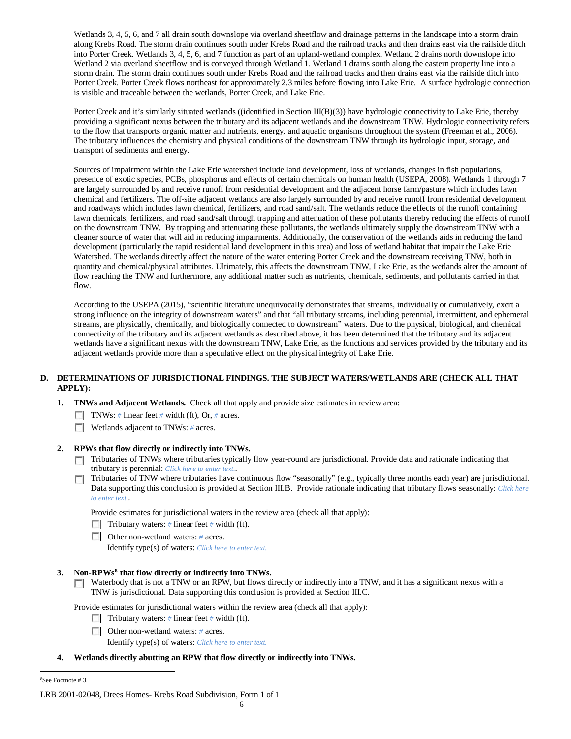Wetlands 3, 4, 5, 6, and 7 all drain south downslope via overland sheetflow and drainage patterns in the landscape into a storm drain along Krebs Road. The storm drain continues south under Krebs Road and the railroad tracks and then drains east via the railside ditch into Porter Creek. Wetlands 3, 4, 5, 6, and 7 function as part of an upland-wetland complex. Wetland 2 drains north downslope into Wetland 2 via overland sheetflow and is conveyed through Wetland 1. Wetland 1 drains south along the eastern property line into a storm drain. The storm drain continues south under Krebs Road and the railroad tracks and then drains east via the railside ditch into Porter Creek. Porter Creek flows northeast for approximately 2.3 miles before flowing into Lake Erie. A surface hydrologic connection is visible and traceable between the wetlands, Porter Creek, and Lake Erie.

Porter Creek and it's similarly situated wetlands ((identified in Section III(B)(3)) have hydrologic connectivity to Lake Erie, thereby providing a significant nexus between the tributary and its adjacent wetlands and the downstream TNW. Hydrologic connectivity refers to the flow that transports organic matter and nutrients, energy, and aquatic organisms throughout the system (Freeman et al., 2006). The tributary influences the chemistry and physical conditions of the downstream TNW through its hydrologic input, storage, and transport of sediments and energy.

Sources of impairment within the Lake Erie watershed include land development, loss of wetlands, changes in fish populations, presence of exotic species, PCBs, phosphorus and effects of certain chemicals on human health (USEPA, 2008). Wetlands 1 through 7 are largely surrounded by and receive runoff from residential development and the adjacent horse farm/pasture which includes lawn chemical and fertilizers. The off-site adjacent wetlands are also largely surrounded by and receive runoff from residential development and roadways which includes lawn chemical, fertilizers, and road sand/salt. The wetlands reduce the effects of the runoff containing lawn chemicals, fertilizers, and road sand/salt through trapping and attenuation of these pollutants thereby reducing the effects of runoff on the downstream TNW. By trapping and attenuating these pollutants, the wetlands ultimately supply the downstream TNW with a cleaner source of water that will aid in reducing impairments. Additionally, the conservation of the wetlands aids in reducing the land development (particularly the rapid residential land development in this area) and loss of wetland habitat that impair the Lake Erie Watershed. The wetlands directly affect the nature of the water entering Porter Creek and the downstream receiving TNW, both in quantity and chemical/physical attributes. Ultimately, this affects the downstream TNW, Lake Erie, as the wetlands alter the amount of flow reaching the TNW and furthermore, any additional matter such as nutrients, chemicals, sediments, and pollutants carried in that flow.

According to the USEPA (2015), "scientific literature unequivocally demonstrates that streams, individually or cumulatively, exert a strong influence on the integrity of downstream waters" and that "all tributary streams, including perennial, intermittent, and ephemeral streams, are physically, chemically, and biologically connected to downstream" waters. Due to the physical, biological, and chemical connectivity of the tributary and its adjacent wetlands as described above, it has been determined that the tributary and its adjacent wetlands have a significant nexus with the downstream TNW, Lake Erie, as the functions and services provided by the tributary and its adjacent wetlands provide more than a speculative effect on the physical integrity of Lake Erie.

## D. DETERMINATIONS OF JURISDICTIONAL FINDINGS. THE SUBJECT WATERS/WETLANDS ARE (CHECK ALL THAT APPLY):

**1. TNWs and Adjacent Wetlands.** Check all that apply and provide size estimates in review area:

- ☐ TNWs: *#* linear feet *#* width (ft), Or, *#* acres.
- ☐ Wetlands adjacent to TNWs: *#* acres.

**2. RPWs that flow directly or indirectly into TNWs.**

- ☐ Tributaries of TNWs where tributaries typically flow year-round are jurisdictional. Provide data and rationale indicating that tributary is perennial: *Click here to enter text.*.
- ☐ Tributaries of TNW where tributaries have continuous flow "seasonally" (e.g., typically three months each year) are jurisdictional. Data supporting this conclusion is provided at Section III.B. Provide rationale indicating that tributary flows seasonally: *Click here to enter text.*.

Provide estimates for jurisdictional waters in the review area (check all that apply):

- ☐ Tributary waters: *#* linear feet *#* width (ft).
- ☐ Other non-wetland waters: *#* acres.
  Identify type(s) of waters: *Click here to enter text.*

**3. Non-RPWs[8] that flow directly or indirectly into TNWs.**

- ☐ Waterbody that is not a TNW or an RPW, but flows directly or indirectly into a TNW, and it has a significant nexus with a TNW is jurisdictional. Data supporting this conclusion is provided at Section III.C.

Provide estimates for jurisdictional waters within the review area (check all that apply):

- ☐ Tributary waters: *#* linear feet *#* width (ft).
- ☐ Other non-wetland waters: *#* acres.
  Identify type(s) of waters: *Click here to enter text.*

**4. Wetlands directly abutting an RPW that flow directly or indirectly into TNWs.**

[8]See Footnote # 3.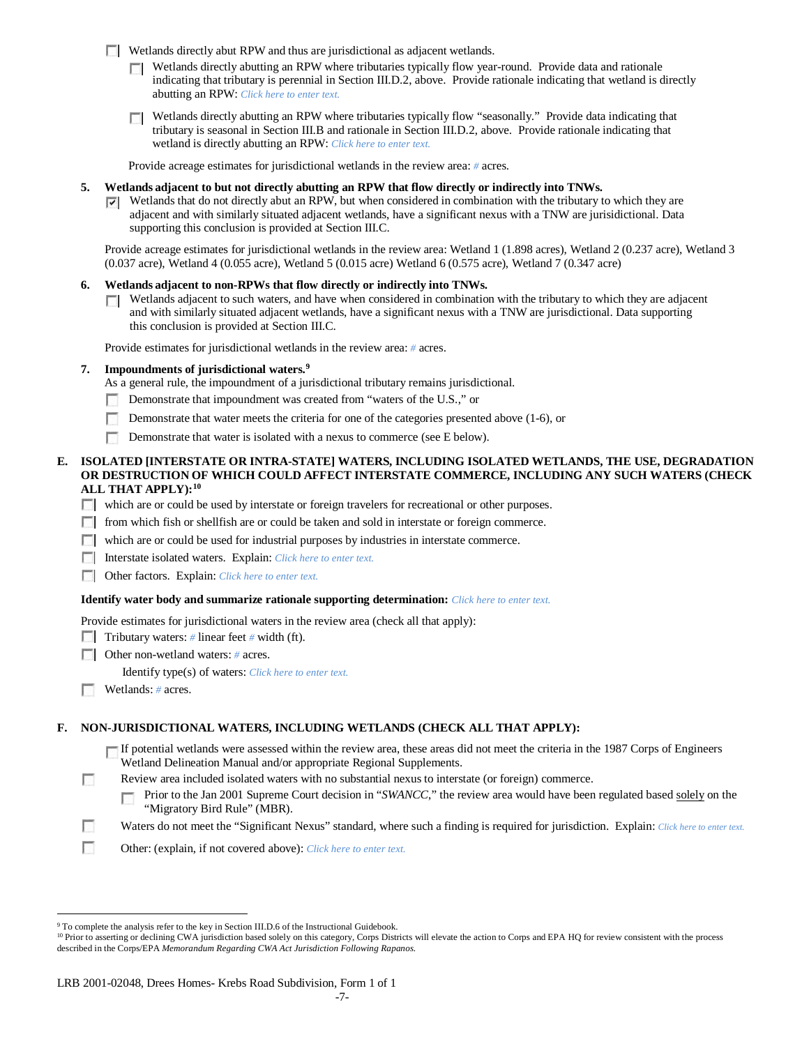- ☐ Wetlands directly abut RPW and thus are jurisdictional as adjacent wetlands.
  - ☐ Wetlands directly abutting an RPW where tributaries typically flow year-round. Provide data and rationale indicating that tributary is perennial in Section III.D.2, above. Provide rationale indicating that wetland is directly abutting an RPW: *Click here to enter text.*
  - ☐ Wetlands directly abutting an RPW where tributaries typically flow "seasonally." Provide data indicating that tributary is seasonal in Section III.B and rationale in Section III.D.2, above. Provide rationale indicating that wetland is directly abutting an RPW: *Click here to enter text.*

  Provide acreage estimates for jurisdictional wetlands in the review area: # acres.

**5. Wetlands adjacent to but not directly abutting an RPW that flow directly or indirectly into TNWs.**

- ☑ Wetlands that do not directly abut an RPW, but when considered in combination with the tributary to which they are adjacent and with similarly situated adjacent wetlands, have a significant nexus with a TNW are jurisdictional. Data supporting this conclusion is provided at Section III.C.

Provide acreage estimates for jurisdictional wetlands in the review area: Wetland 1 (1.898 acres), Wetland 2 (0.237 acre), Wetland 3 (0.037 acre), Wetland 4 (0.055 acre), Wetland 5 (0.015 acre) Wetland 6 (0.575 acre), Wetland 7 (0.347 acre)

**6. Wetlands adjacent to non-RPWs that flow directly or indirectly into TNWs.**

- ☐ Wetlands adjacent to such waters, and have when considered in combination with the tributary to which they are adjacent and with similarly situated adjacent wetlands, have a significant nexus with a TNW are jurisdictional. Data supporting this conclusion is provided at Section III.C.

Provide estimates for jurisdictional wetlands in the review area: # acres.

**7. Impoundments of jurisdictional waters.**[9]

As a general rule, the impoundment of a jurisdictional tributary remains jurisdictional.

- ☐ Demonstrate that impoundment was created from "waters of the U.S.," or
- ☐ Demonstrate that water meets the criteria for one of the categories presented above (1-6), or
- ☐ Demonstrate that water is isolated with a nexus to commerce (see E below).

## E. ISOLATED [INTERSTATE OR INTRA-STATE] WATERS, INCLUDING ISOLATED WETLANDS, THE USE, DEGRADATION OR DESTRUCTION OF WHICH COULD AFFECT INTERSTATE COMMERCE, INCLUDING ANY SUCH WATERS (CHECK ALL THAT APPLY):[10]

- ☐ which are or could be used by interstate or foreign travelers for recreational or other purposes.
- ☐ from which fish or shellfish are or could be taken and sold in interstate or foreign commerce.
- ☐ which are or could be used for industrial purposes by industries in interstate commerce.
- ☐ Interstate isolated waters. Explain: *Click here to enter text.*
- ☐ Other factors. Explain: *Click here to enter text.*

**Identify water body and summarize rationale supporting determination:** *Click here to enter text.*

Provide estimates for jurisdictional waters in the review area (check all that apply):

- ☐ Tributary waters: # linear feet # width (ft).
- ☐ Other non-wetland waters: # acres.

  Identify type(s) of waters: *Click here to enter text.*
- ☐ Wetlands: # acres.

## F. NON-JURISDICTIONAL WATERS, INCLUDING WETLANDS (CHECK ALL THAT APPLY):

- ☐ If potential wetlands were assessed within the review area, these areas did not meet the criteria in the 1987 Corps of Engineers Wetland Delineation Manual and/or appropriate Regional Supplements.
- ☐ Review area included isolated waters with no substantial nexus to interstate (or foreign) commerce.
  - ☐ Prior to the Jan 2001 Supreme Court decision in "*SWANCC*," the review area would have been regulated based solely on the "Migratory Bird Rule" (MBR).
- ☐ Waters do not meet the "Significant Nexus" standard, where such a finding is required for jurisdiction. Explain: *Click here to enter text.*
- ☐ Other: (explain, if not covered above): *Click here to enter text.*

---

[9] To complete the analysis refer to the key in Section III.D.6 of the Instructional Guidebook.

[10] Prior to asserting or declining CWA jurisdiction based solely on this category, Corps Districts will elevate the action to Corps and EPA HQ for review consistent with the process described in the Corps/EPA *Memorandum Regarding CWA Act Jurisdiction Following Rapanos.*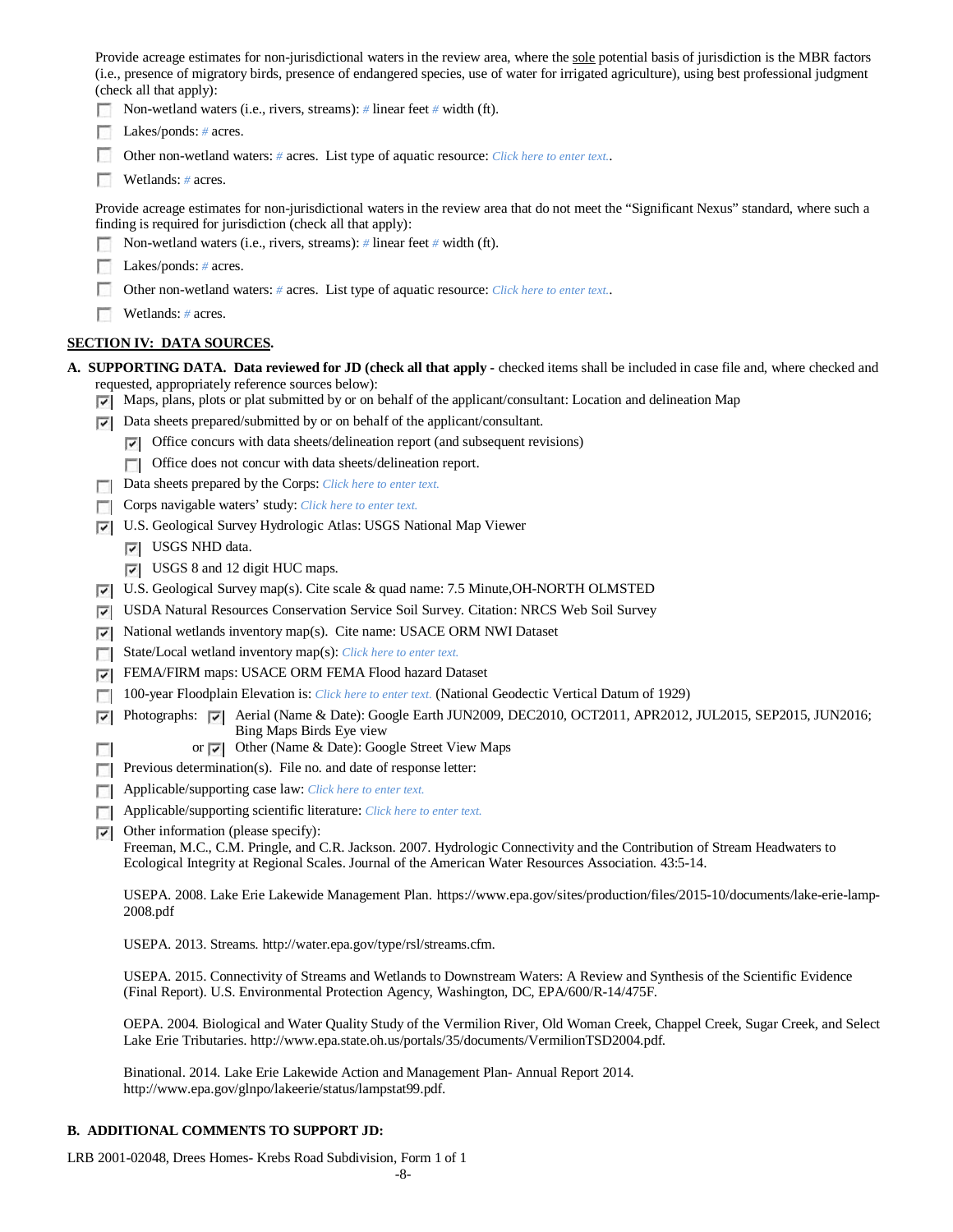Provide acreage estimates for non-jurisdictional waters in the review area, where the sole potential basis of jurisdiction is the MBR factors (i.e., presence of migratory birds, presence of endangered species, use of water for irrigated agriculture), using best professional judgment (check all that apply):

- [ ] Non-wetland waters (i.e., rivers, streams): # linear feet # width (ft).
- [ ] Lakes/ponds: # acres.
- [ ] Other non-wetland waters: # acres. List type of aquatic resource: Click here to enter text..
- [ ] Wetlands: # acres.

Provide acreage estimates for non-jurisdictional waters in the review area that do not meet the "Significant Nexus" standard, where such a finding is required for jurisdiction (check all that apply):

- [ ] Non-wetland waters (i.e., rivers, streams): # linear feet # width (ft).
- [ ] Lakes/ponds: # acres.
- [ ] Other non-wetland waters: # acres. List type of aquatic resource: Click here to enter text..
- [ ] Wetlands: # acres.

## SECTION IV: DATA SOURCES.

**A. SUPPORTING DATA. Data reviewed for JD (check all that apply -** checked items shall be included in case file and, where checked and requested, appropriately reference sources below):

- [x] Maps, plans, plots or plat submitted by or on behalf of the applicant/consultant: Location and delineation Map
- [x] Data sheets prepared/submitted by or on behalf of the applicant/consultant.
  - [x] Office concurs with data sheets/delineation report (and subsequent revisions)
  - [ ] Office does not concur with data sheets/delineation report.
- [ ] Data sheets prepared by the Corps: Click here to enter text.
- [ ] Corps navigable waters' study: Click here to enter text.
- [x] U.S. Geological Survey Hydrologic Atlas: USGS National Map Viewer
  - [x] USGS NHD data.
  - [x] USGS 8 and 12 digit HUC maps.
- [x] U.S. Geological Survey map(s). Cite scale & quad name: 7.5 Minute,OH-NORTH OLMSTED
- [x] USDA Natural Resources Conservation Service Soil Survey. Citation: NRCS Web Soil Survey
- [x] National wetlands inventory map(s). Cite name: USACE ORM NWI Dataset
- [ ] State/Local wetland inventory map(s): Click here to enter text.
- [x] FEMA/FIRM maps: USACE ORM FEMA Flood hazard Dataset
- [ ] 100-year Floodplain Elevation is: Click here to enter text. (National Geodectic Vertical Datum of 1929)
- [x] Photographs: [x] Aerial (Name & Date): Google Earth JUN2009, DEC2010, OCT2011, APR2012, JUL2015, SEP2015, JUN2016; Bing Maps Birds Eye view
- [ ] or [x] Other (Name & Date): Google Street View Maps
- [ ] Previous determination(s). File no. and date of response letter:
- [ ] Applicable/supporting case law: Click here to enter text.
- [ ] Applicable/supporting scientific literature: Click here to enter text.
- [x] Other information (please specify):

  Freeman, M.C., C.M. Pringle, and C.R. Jackson. 2007. Hydrologic Connectivity and the Contribution of Stream Headwaters to Ecological Integrity at Regional Scales. Journal of the American Water Resources Association. 43:5-14.

  USEPA. 2008. Lake Erie Lakewide Management Plan. https://www.epa.gov/sites/production/files/2015-10/documents/lake-erie-lamp-2008.pdf

  USEPA. 2013. Streams. http://water.epa.gov/type/rsl/streams.cfm.

  USEPA. 2015. Connectivity of Streams and Wetlands to Downstream Waters: A Review and Synthesis of the Scientific Evidence (Final Report). U.S. Environmental Protection Agency, Washington, DC, EPA/600/R-14/475F.

  OEPA. 2004. Biological and Water Quality Study of the Vermilion River, Old Woman Creek, Chappel Creek, Sugar Creek, and Select Lake Erie Tributaries. http://www.epa.state.oh.us/portals/35/documents/VermilionTSD2004.pdf.

  Binational. 2014. Lake Erie Lakewide Action and Management Plan- Annual Report 2014. http://www.epa.gov/glnpo/lakeerie/status/lampstat99.pdf.

**B. ADDITIONAL COMMENTS TO SUPPORT JD:**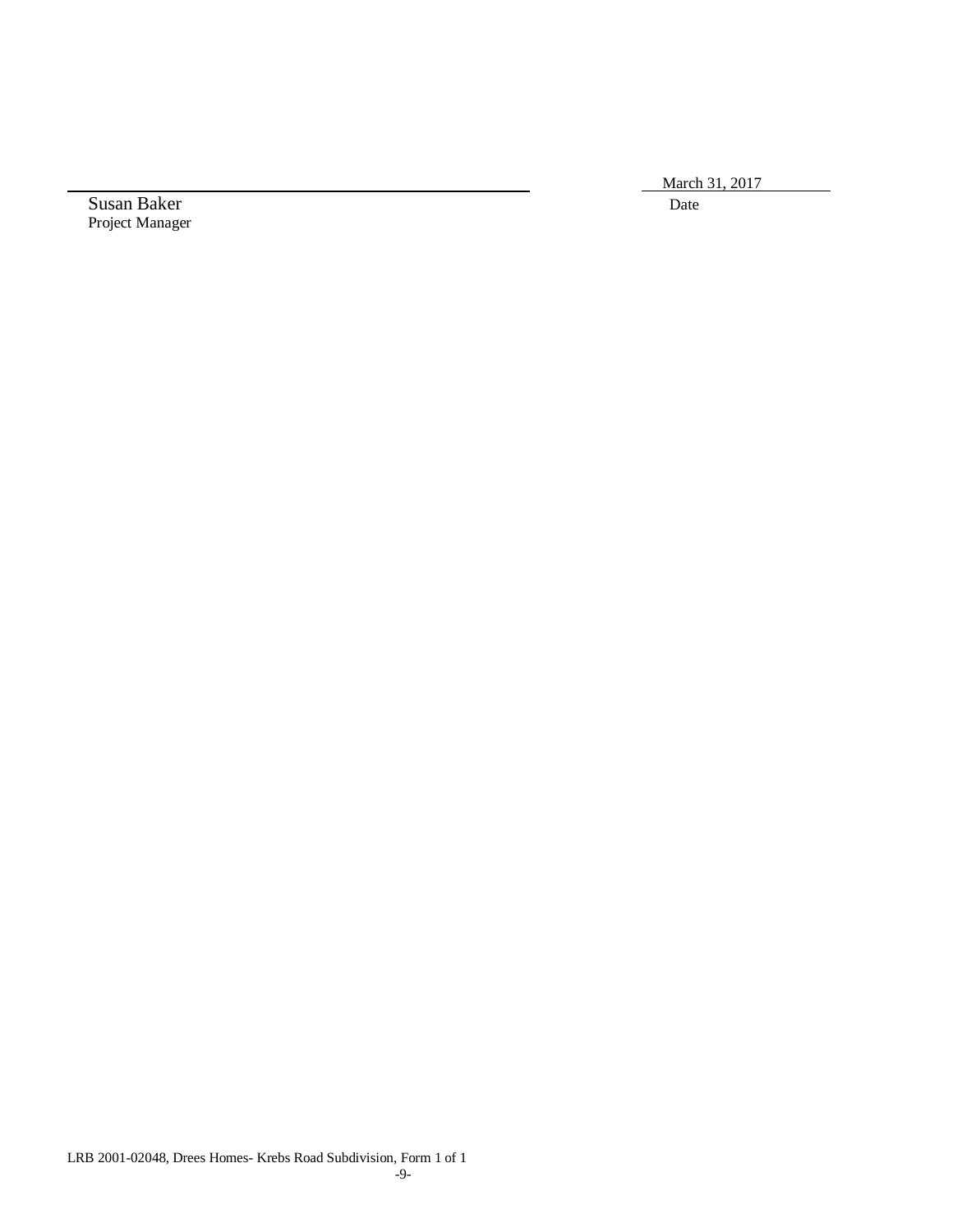\_\_\_\_\_\_\_\_\_\_\_\_\_\_\_\_\_\_\_\_\_\_\_\_\_\_\_\_\_\_\_\_\_\_\_\_\_\_\_\_ March 31, 2017

Susan Baker
Project Manager

Date

LRB 2001-02048, Drees Homes- Krebs Road Subdivision, Form 1 of 1